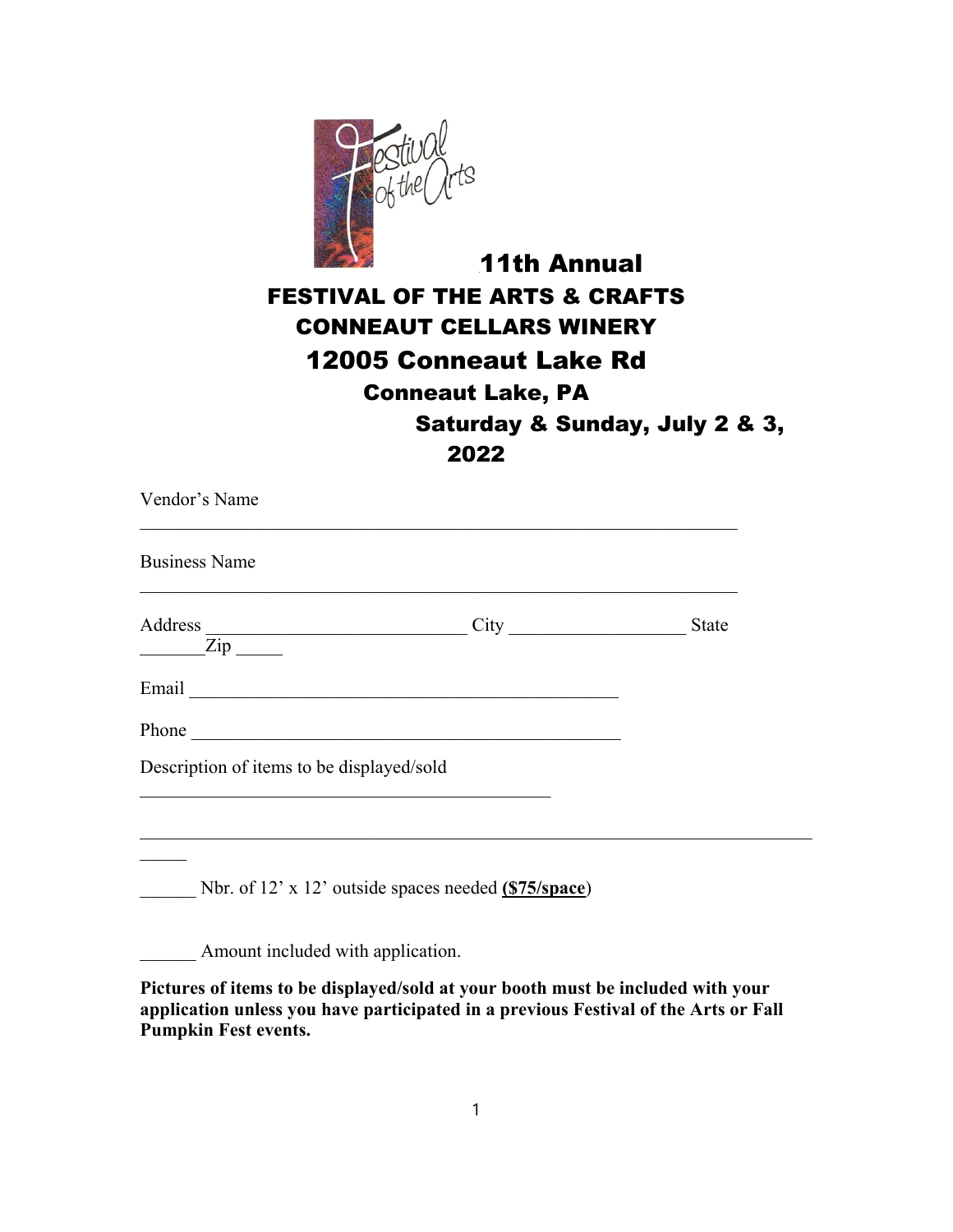# 11th Annual

## FESTIVAL OF THE ARTS & CRAFTS

## CONNEAUT CELLARS WINERY

## 12005 Conneaut Lake Rd

### Conneaut Lake, PA

### Saturday & Sunday, July 2 & 3, 2022

Vendor's Name

_______________________________________________________________

Business Name

_______________________________________________________________

Address ____________________________ City ___________________ State _______Zip _____

Email ______________________________________________

Phone ______________________________________________

Description of items to be displayed/sold

____________________________________________

______________________________________________________________________

_____

______ Nbr. of 12' x 12' outside spaces needed **($75/space)**

______ Amount included with application.

**Pictures of items to be displayed/sold at your booth must be included with your application unless you have participated in a previous Festival of the Arts or Fall Pumpkin Fest events.**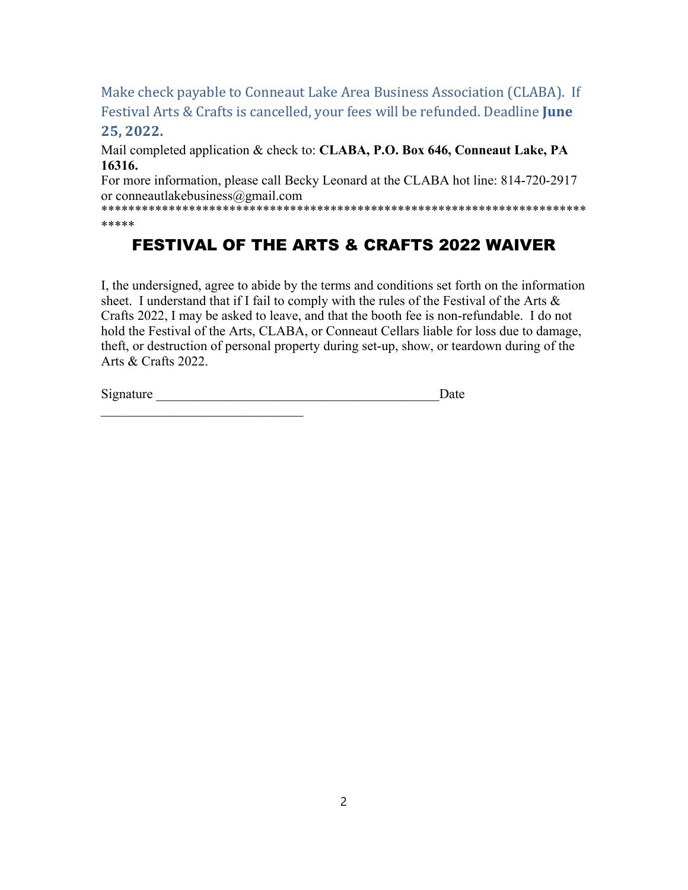Make check payable to Conneaut Lake Area Business Association (CLABA). If Festival Arts & Crafts is cancelled, your fees will be refunded. Deadline **June 25, 2022.**

Mail completed application & check to: **CLABA, P.O. Box 646, Conneaut Lake, PA 16316.**

For more information, please call Becky Leonard at the CLABA hot line: 814-720-2917 or conneautlakebusiness@gmail.com

****************************************************************************

## FESTIVAL OF THE ARTS & CRAFTS 2022 WAIVER

I, the undersigned, agree to abide by the terms and conditions set forth on the information sheet. I understand that if I fail to comply with the rules of the Festival of the Arts & Crafts 2022, I may be asked to leave, and that the booth fee is non-refundable. I do not hold the Festival of the Arts, CLABA, or Conneaut Cellars liable for loss due to damage, theft, or destruction of personal property during set-up, show, or teardown during of the Arts & Crafts 2022.

Signature _________________________________________Date _____________________________